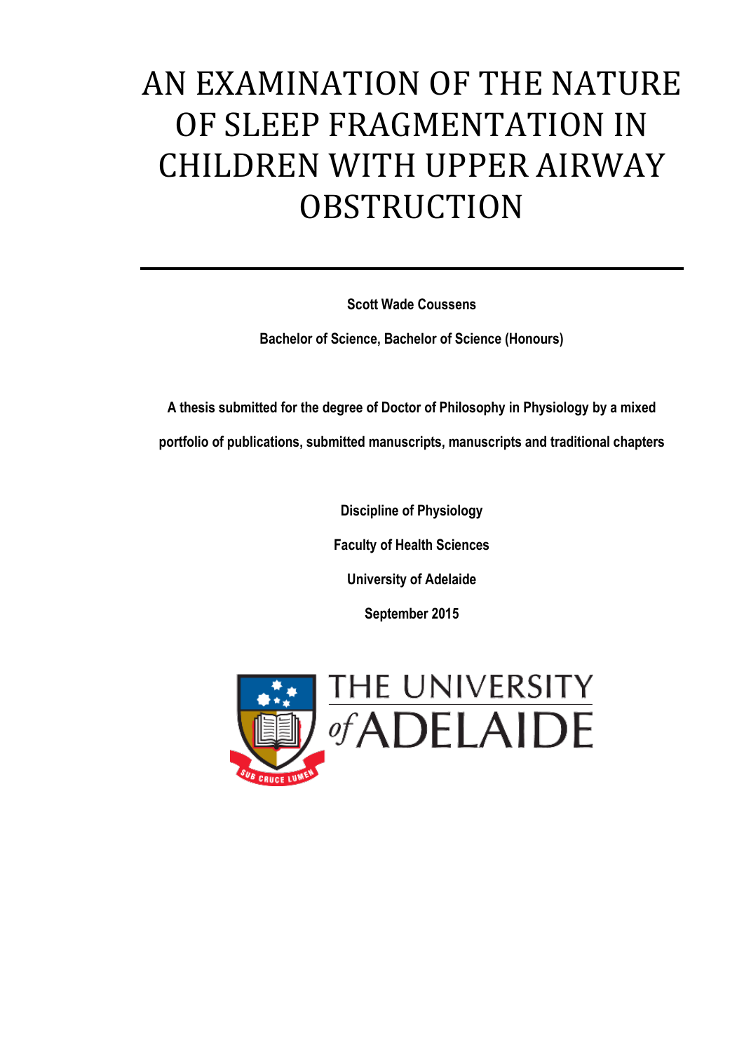# AN EXAMINATION OF THE NATURE OF SLEEP FRAGMENTATION IN CHILDREN WITH UPPER AIRWAY OBSTRUCTION

**Scott Wade Coussens**

**Bachelor of Science, Bachelor of Science (Honours)**

**A thesis submitted for the degree of Doctor of Philosophy in Physiology by a mixed portfolio of publications, submitted manuscripts, manuscripts and traditional chapters**

**Discipline of Physiology**

**Faculty of Health Sciences**

**University of Adelaide**

**September 2015**

THE UNIVERSITY of ADELAIDE

SUB CRUCE LUMEN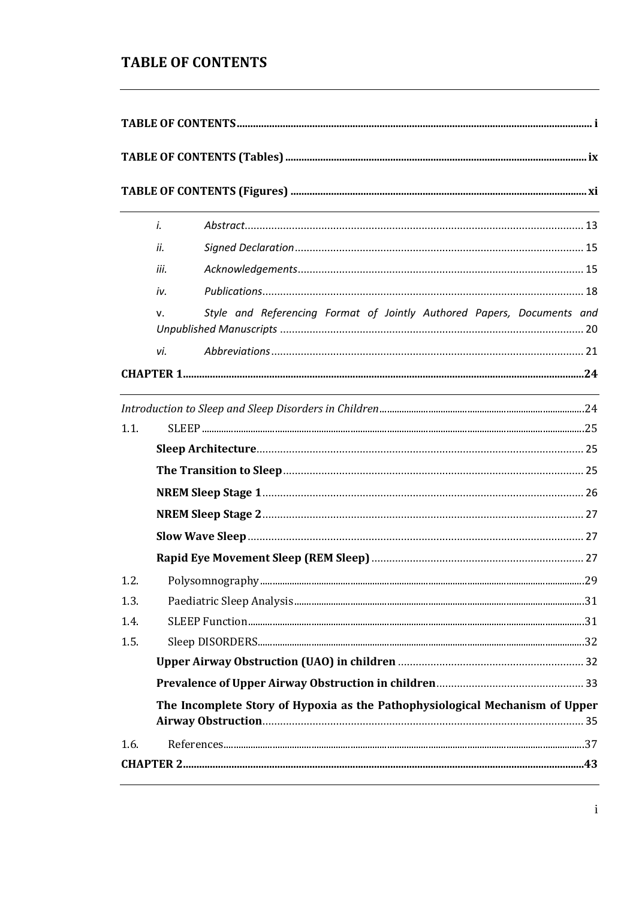# TABLE OF CONTENTS

**TABLE OF CONTENTS** ..... **i**

**TABLE OF CONTENTS (Tables)** ..... **ix**

**TABLE OF CONTENTS (Figures)** ..... **xi**

*i.* *Abstract* ..... 13

*ii.* *Signed Declaration* ..... 15

*iii.* *Acknowledgements* ..... 15

*iv.* *Publications* ..... 18

v. *Style and Referencing Format of Jointly Authored Papers, Documents and Unpublished Manuscripts* ..... 20

*vi.* *Abbreviations* ..... 21

**CHAPTER 1** ..... **24**

*Introduction to Sleep and Sleep Disorders in Children* ..... 24

1.1. SLEEP ..... 25

**Sleep Architecture** ..... 25

**The Transition to Sleep** ..... 25

**NREM Sleep Stage 1** ..... 26

**NREM Sleep Stage 2** ..... 27

**Slow Wave Sleep** ..... 27

**Rapid Eye Movement Sleep (REM Sleep)** ..... 27

1.2. Polysomnography ..... 29

1.3. Paediatric Sleep Analysis ..... 31

1.4. SLEEP Function ..... 31

1.5. Sleep DISORDERS ..... 32

**Upper Airway Obstruction (UAO) in children** ..... 32

**Prevalence of Upper Airway Obstruction in children** ..... 33

**The Incomplete Story of Hypoxia as the Pathophysiological Mechanism of Upper Airway Obstruction** ..... 35

1.6. References ..... 37

**CHAPTER 2** ..... **43**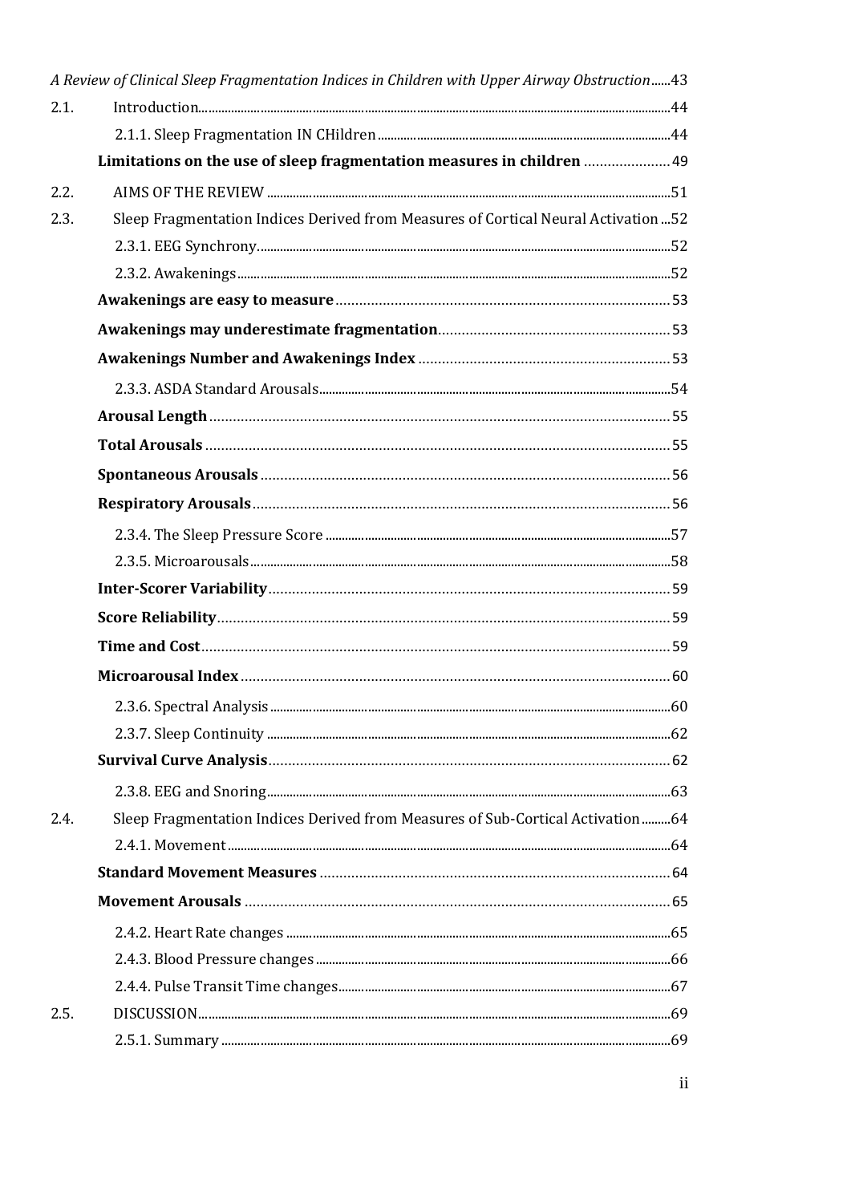*A Review of Clinical Sleep Fragmentation Indices in Children with Upper Airway Obstruction*......43

2.1. Introduction......44

2.1.1. Sleep Fragmentation IN CHildren......44

**Limitations on the use of sleep fragmentation measures in children**......49

2.2. AIMS OF THE REVIEW......51

2.3. Sleep Fragmentation Indices Derived from Measures of Cortical Neural Activation......52

2.3.1. EEG Synchrony......52

2.3.2. Awakenings......52

**Awakenings are easy to measure**......53

**Awakenings may underestimate fragmentation**......53

**Awakenings Number and Awakenings Index**......53

2.3.3. ASDA Standard Arousals......54

**Arousal Length**......55

**Total Arousals**......55

**Spontaneous Arousals**......56

**Respiratory Arousals**......56

2.3.4. The Sleep Pressure Score......57

2.3.5. Microarousals......58

**Inter-Scorer Variability**......59

**Score Reliability**......59

**Time and Cost**......59

**Microarousal Index**......60

2.3.6. Spectral Analysis......60

2.3.7. Sleep Continuity......62

**Survival Curve Analysis**......62

2.3.8. EEG and Snoring......63

2.4. Sleep Fragmentation Indices Derived from Measures of Sub-Cortical Activation......64

2.4.1. Movement......64

**Standard Movement Measures**......64

**Movement Arousals**......65

2.4.2. Heart Rate changes......65

2.4.3. Blood Pressure changes......66

2.4.4. Pulse Transit Time changes......67

2.5. DISCUSSION......69

2.5.1. Summary......69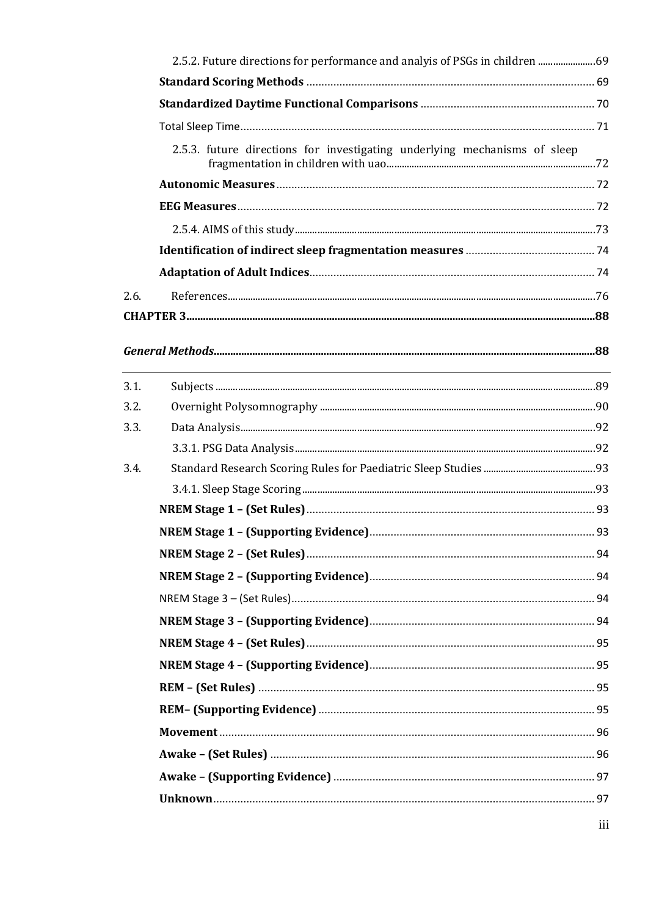2.5.2. Future directions for performance and analyis of PSGs in children ......................69

**Standard Scoring Methods** ............................................................................................ 69

**Standardized Daytime Functional Comparisons** .......................................................... 70

Total Sleep Time................................................................................................................ 71

2.5.3. future directions for investigating underlying mechanisms of sleep fragmentation in children with uao....................................................................................72

**Autonomic Measures** ...................................................................................................... 72

**EEG Measures** ................................................................................................................. 72

2.5.4. AIMS of this study......................................................................................................73

**Identification of indirect sleep fragmentation measures** ........................................... 74

**Adaptation of Adult Indices**........................................................................................... 74

2.6. References.........................................................................................................................76

**CHAPTER 3**.......................................................................................................................**88**

***General Methods***.............................................................................................................**88**

3.1. Subjects ..............................................................................................................................89

3.2. Overnight Polysomnography ............................................................................................90

3.3. Data Analysis......................................................................................................................92

3.3.1. PSG Data Analysis.......................................................................................................92

3.4. Standard Research Scoring Rules for Paediatric Sleep Studies ......................................93

3.4.1. Sleep Stage Scoring....................................................................................................93

**NREM Stage 1 – (Set Rules)** .............................................................................................. 93

**NREM Stage 1 – (Supporting Evidence)**........................................................................... 93

**NREM Stage 2 – (Set Rules)** .............................................................................................. 94

**NREM Stage 2 – (Supporting Evidence)**........................................................................... 94

NREM Stage 3 – (Set Rules)................................................................................................. 94

**NREM Stage 3 – (Supporting Evidence)**........................................................................... 94

**NREM Stage 4 – (Set Rules)** .............................................................................................. 95

**NREM Stage 4 – (Supporting Evidence)**........................................................................... 95

**REM – (Set Rules)** ............................................................................................................. 95

**REM– (Supporting Evidence)** ........................................................................................... 95

**Movement** ......................................................................................................................... 96

**Awake – (Set Rules)** .......................................................................................................... 96

**Awake – (Supporting Evidence)** ....................................................................................... 97

**Unknown**........................................................................................................................... 97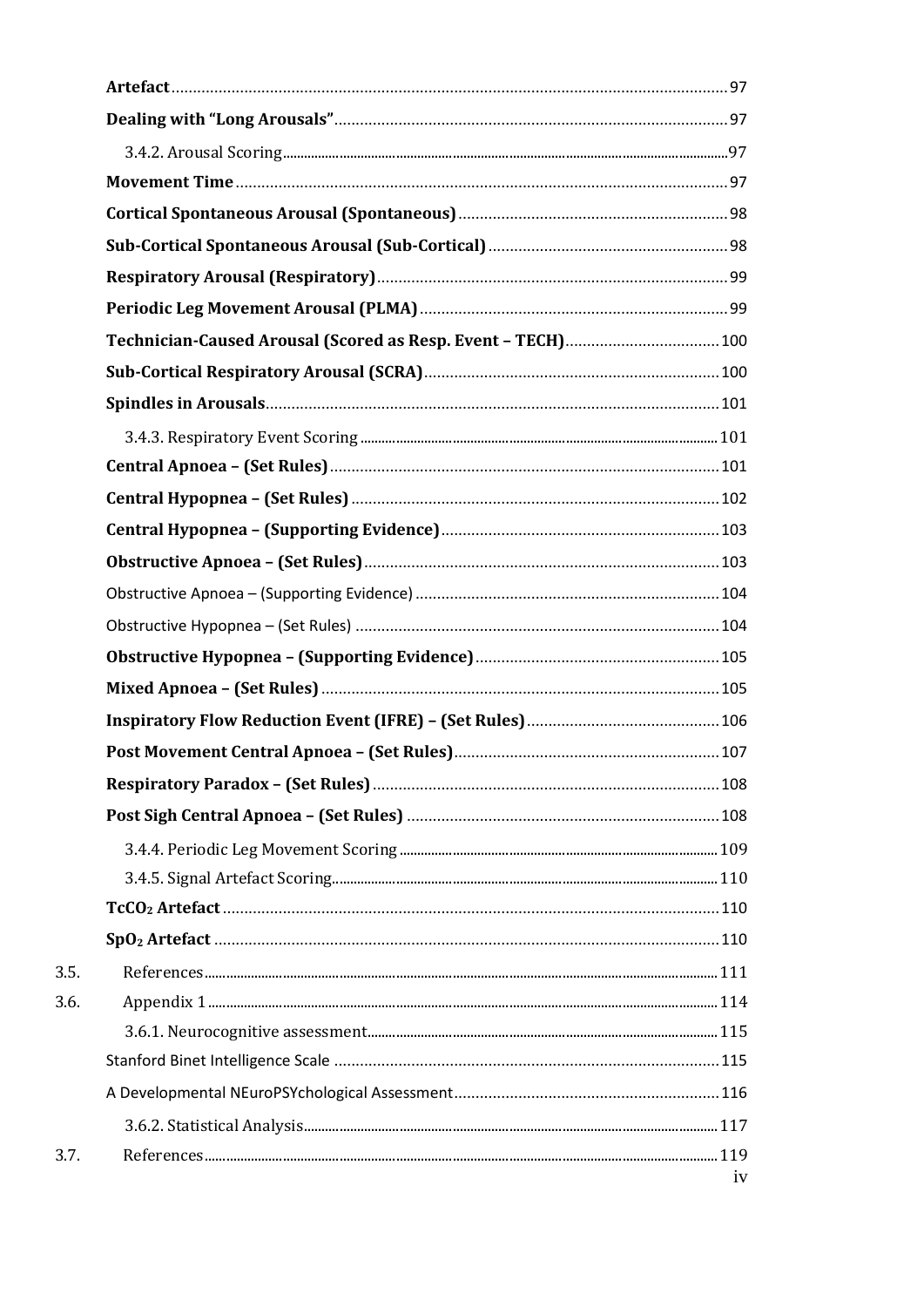**Artefact** ..... 97

**Dealing with "Long Arousals"** ..... 97

3.4.2. Arousal Scoring ..... 97

**Movement Time** ..... 97

**Cortical Spontaneous Arousal (Spontaneous)** ..... 98

**Sub-Cortical Spontaneous Arousal (Sub-Cortical)** ..... 98

**Respiratory Arousal (Respiratory)** ..... 99

**Periodic Leg Movement Arousal (PLMA)** ..... 99

**Technician-Caused Arousal (Scored as Resp. Event – TECH)** ..... 100

**Sub-Cortical Respiratory Arousal (SCRA)** ..... 100

**Spindles in Arousals** ..... 101

3.4.3. Respiratory Event Scoring ..... 101

**Central Apnoea – (Set Rules)** ..... 101

**Central Hypopnea – (Set Rules)** ..... 102

**Central Hypopnea – (Supporting Evidence)** ..... 103

**Obstructive Apnoea – (Set Rules)** ..... 103

Obstructive Apnoea – (Supporting Evidence) ..... 104

Obstructive Hypopnea – (Set Rules) ..... 104

**Obstructive Hypopnea – (Supporting Evidence)** ..... 105

**Mixed Apnoea – (Set Rules)** ..... 105

**Inspiratory Flow Reduction Event (IFRE) – (Set Rules)** ..... 106

**Post Movement Central Apnoea – (Set Rules)** ..... 107

**Respiratory Paradox – (Set Rules)** ..... 108

**Post Sigh Central Apnoea – (Set Rules)** ..... 108

3.4.4. Periodic Leg Movement Scoring ..... 109

3.4.5. Signal Artefact Scoring ..... 110

**$TcCO_2$ Artefact** ..... 110

**$SpO_2$ Artefact** ..... 110

3.5. References ..... 111

3.6. Appendix 1 ..... 114

3.6.1. Neurocognitive assessment ..... 115

Stanford Binet Intelligence Scale ..... 115

A Developmental NEuroPSYchological Assessment ..... 116

3.6.2. Statistical Analysis ..... 117

3.7. References ..... 119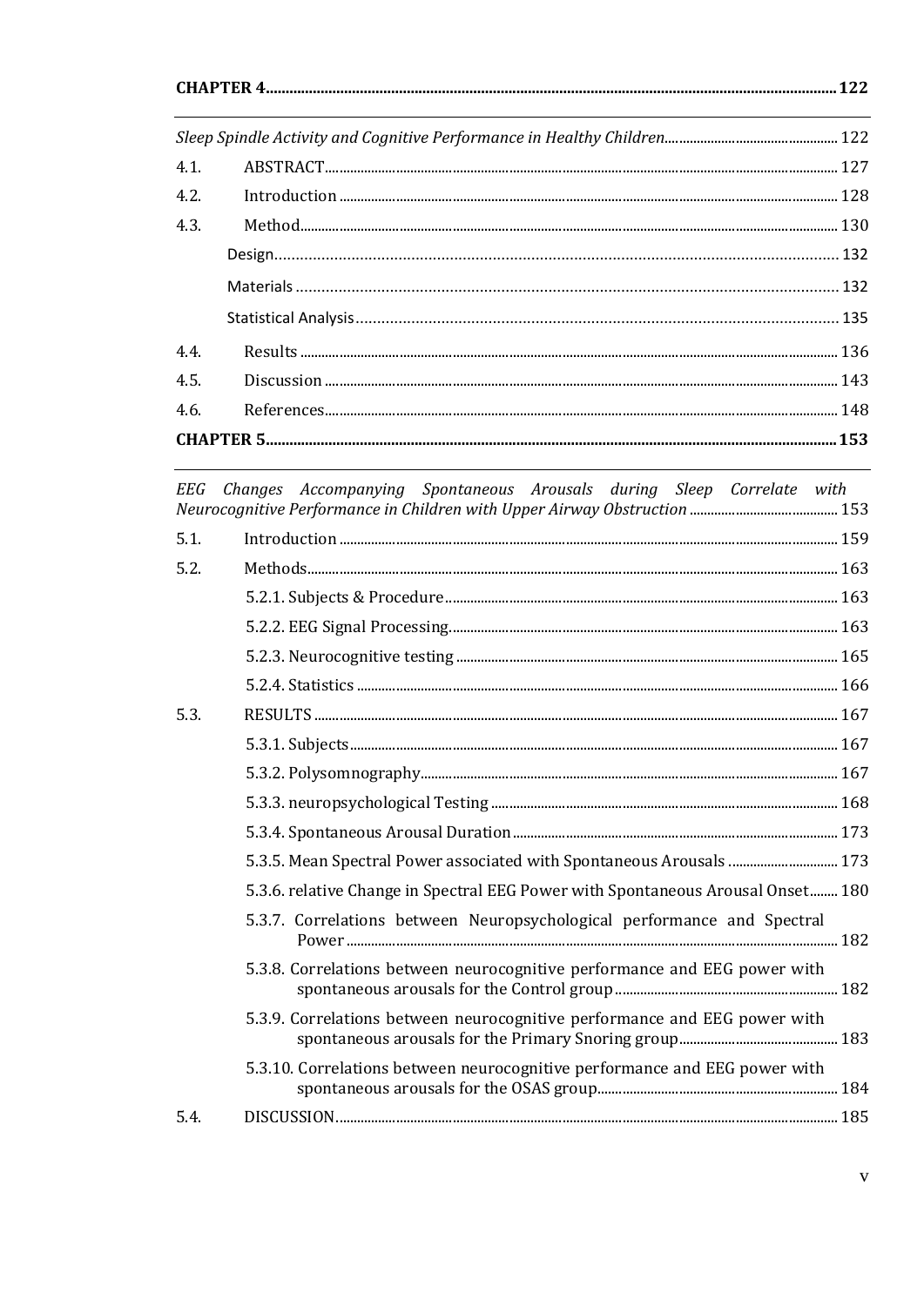**CHAPTER 4** ........................................................................................................................ 122

*Sleep Spindle Activity and Cognitive Performance in Healthy Children* ........................................ 122

4.1. ABSTRACT ........................................................................................................................ 127

4.2. Introduction ........................................................................................................................ 128

4.3. Method ........................................................................................................................ 130

Design ........................................................................................................................ 132

Materials ........................................................................................................................ 132

Statistical Analysis ........................................................................................................................ 135

4.4. Results ........................................................................................................................ 136

4.5. Discussion ........................................................................................................................ 143

4.6. References ........................................................................................................................ 148

**CHAPTER 5** ........................................................................................................................ 153

*EEG Changes Accompanying Spontaneous Arousals during Sleep Correlate with Neurocognitive Performance in Children with Upper Airway Obstruction* ........................................ 153

5.1. Introduction ........................................................................................................................ 159

5.2. Methods ........................................................................................................................ 163

5.2.1. Subjects & Procedure ........................................................................................................................ 163

5.2.2. EEG Signal Processing ........................................................................................................................ 163

5.2.3. Neurocognitive testing ........................................................................................................................ 165

5.2.4. Statistics ........................................................................................................................ 166

5.3. RESULTS ........................................................................................................................ 167

5.3.1. Subjects ........................................................................................................................ 167

5.3.2. Polysomnography ........................................................................................................................ 167

5.3.3. neuropsychological Testing ........................................................................................................................ 168

5.3.4. Spontaneous Arousal Duration ........................................................................................................................ 173

5.3.5. Mean Spectral Power associated with Spontaneous Arousals ........................................ 173

5.3.6. relative Change in Spectral EEG Power with Spontaneous Arousal Onset ........ 180

5.3.7. Correlations between Neuropsychological performance and Spectral Power ........................................................................................................................ 182

5.3.8. Correlations between neurocognitive performance and EEG power with spontaneous arousals for the Control group ........................................ 182

5.3.9. Correlations between neurocognitive performance and EEG power with spontaneous arousals for the Primary Snoring group ........................................ 183

5.3.10. Correlations between neurocognitive performance and EEG power with spontaneous arousals for the OSAS group ........................................ 184

5.4. DISCUSSION ........................................................................................................................ 185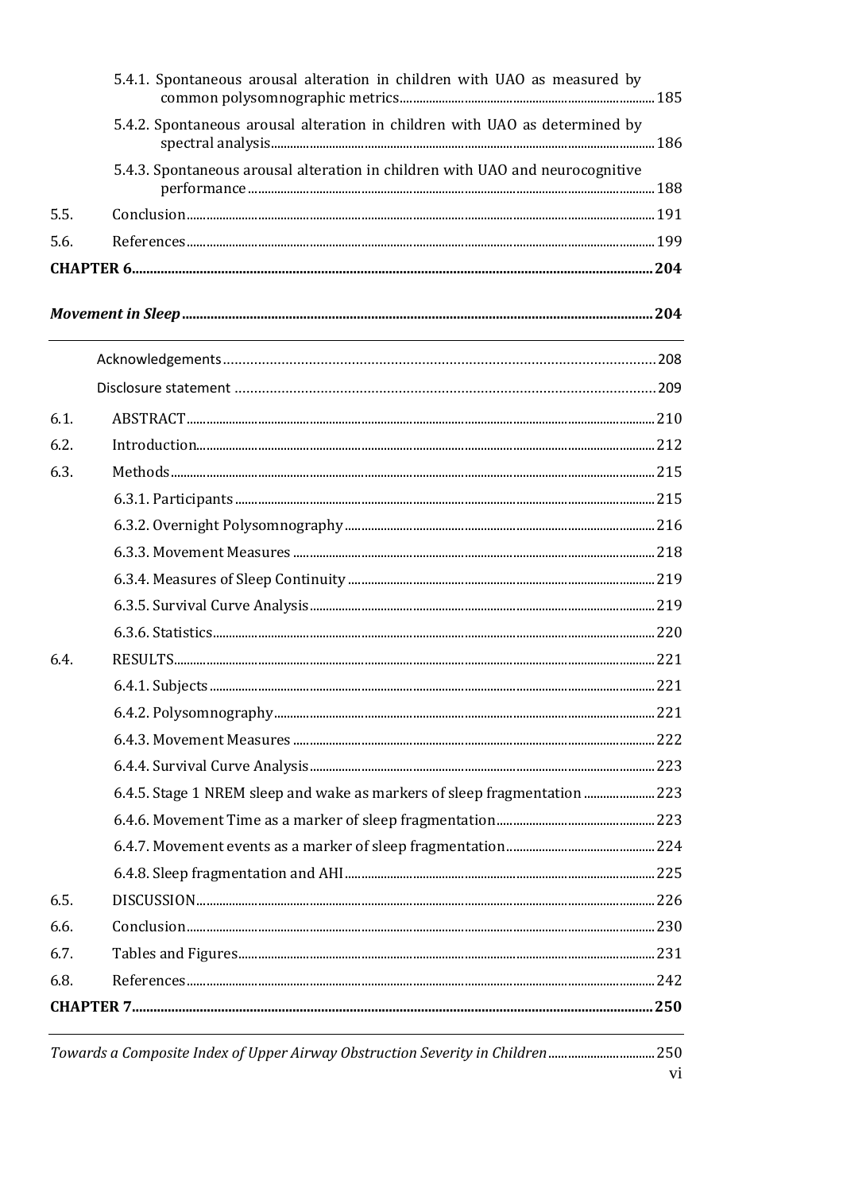5.4.1. Spontaneous arousal alteration in children with UAO as measured by common polysomnographic metrics ........ 185

5.4.2. Spontaneous arousal alteration in children with UAO as determined by spectral analysis ........ 186

5.4.3. Spontaneous arousal alteration in children with UAO and neurocognitive performance ........ 188

5.5. Conclusion ........ 191

5.6. References ........ 199

**CHAPTER 6 ........ 204**

***Movement in Sleep* ........ 204**

Acknowledgements ........ 208

Disclosure statement ........ 209

6.1. ABSTRACT ........ 210

6.2. Introduction ........ 212

6.3. Methods ........ 215

6.3.1. Participants ........ 215

6.3.2. Overnight Polysomnography ........ 216

6.3.3. Movement Measures ........ 218

6.3.4. Measures of Sleep Continuity ........ 219

6.3.5. Survival Curve Analysis ........ 219

6.3.6. Statistics ........ 220

6.4. RESULTS ........ 221

6.4.1. Subjects ........ 221

6.4.2. Polysomnography ........ 221

6.4.3. Movement Measures ........ 222

6.4.4. Survival Curve Analysis ........ 223

6.4.5. Stage 1 NREM sleep and wake as markers of sleep fragmentation ........ 223

6.4.6. Movement Time as a marker of sleep fragmentation ........ 223

6.4.7. Movement events as a marker of sleep fragmentation ........ 224

6.4.8. Sleep fragmentation and AHI ........ 225

6.5. DISCUSSION ........ 226

6.6. Conclusion ........ 230

6.7. Tables and Figures ........ 231

6.8. References ........ 242

**CHAPTER 7 ........ 250**

*Towards a Composite Index of Upper Airway Obstruction Severity in Children* ........ 250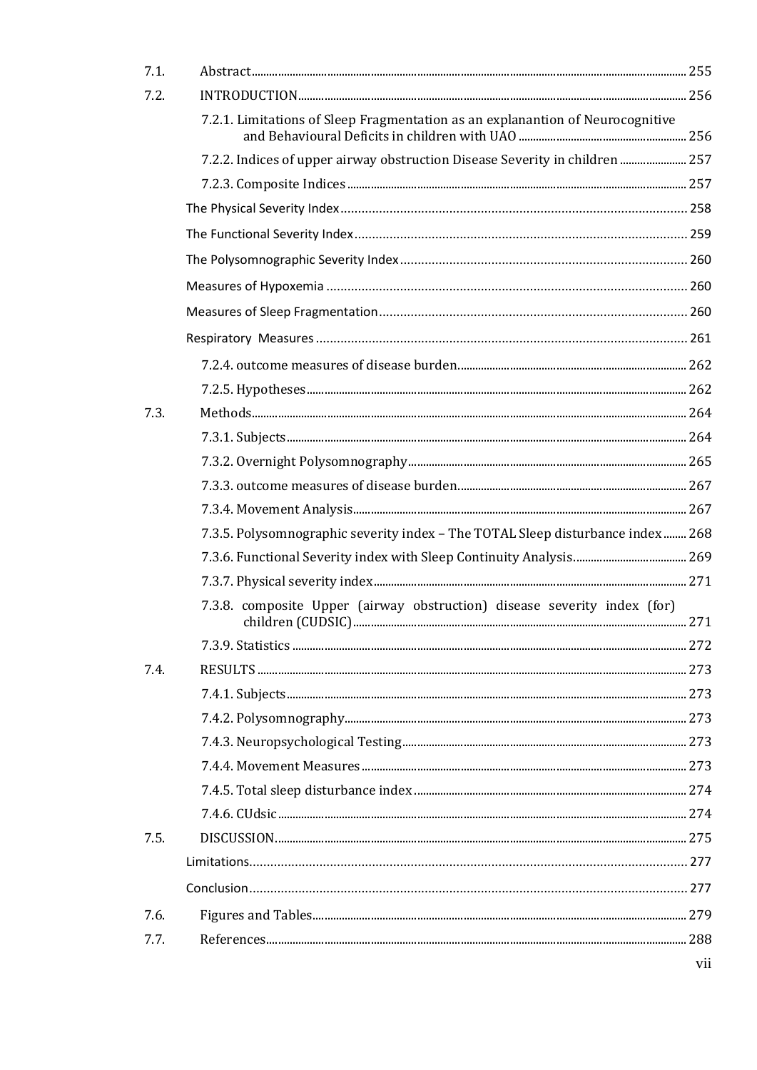7.1. Abstract ..... 255

7.2. INTRODUCTION ..... 256

- 7.2.1. Limitations of Sleep Fragmentation as an explanantion of Neurocognitive and Behavioural Deficits in children with UAO ..... 256
- 7.2.2. Indices of upper airway obstruction Disease Severity in children ..... 257
- 7.2.3. Composite Indices ..... 257
- The Physical Severity Index ..... 258
- The Functional Severity Index ..... 259
- The Polysomnographic Severity Index ..... 260
- Measures of Hypoxemia ..... 260
- Measures of Sleep Fragmentation ..... 260
- Respiratory Measures ..... 261
- 7.2.4. outcome measures of disease burden. ..... 262
- 7.2.5. Hypotheses ..... 262

7.3. Methods ..... 264

- 7.3.1. Subjects ..... 264
- 7.3.2. Overnight Polysomnography ..... 265
- 7.3.3. outcome measures of disease burden. ..... 267
- 7.3.4. Movement Analysis ..... 267
- 7.3.5. Polysomnographic severity index – The TOTAL Sleep disturbance index ..... 268
- 7.3.6. Functional Severity index with Sleep Continuity Analysis ..... 269
- 7.3.7. Physical severity index ..... 271
- 7.3.8. composite Upper (airway obstruction) disease severity index (for) children (CUDSIC) ..... 271
- 7.3.9. Statistics ..... 272

7.4. RESULTS ..... 273

- 7.4.1. Subjects ..... 273
- 7.4.2. Polysomnography ..... 273
- 7.4.3. Neuropsychological Testing ..... 273
- 7.4.4. Movement Measures ..... 273
- 7.4.5. Total sleep disturbance index ..... 274
- 7.4.6. CUdsic ..... 274

7.5. DISCUSSION ..... 275

- Limitations ..... 277
- Conclusion ..... 277

7.6. Figures and Tables ..... 279

7.7. References ..... 288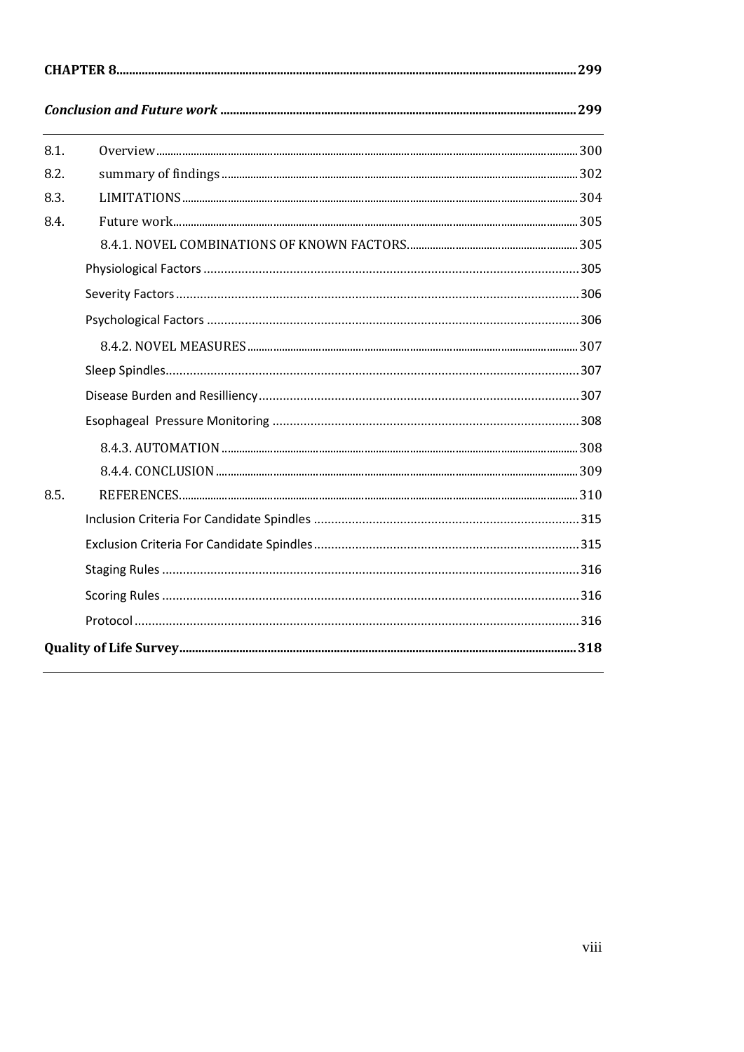**CHAPTER 8** ........ 299

***Conclusion and Future work*** ........ 299

8.1. Overview ........ 300

8.2. summary of findings ........ 302

8.3. LIMITATIONS ........ 304

8.4. Future work ........ 305

8.4.1. NOVEL COMBINATIONS OF KNOWN FACTORS ........ 305

Physiological Factors ........ 305

Severity Factors ........ 306

Psychological Factors ........ 306

8.4.2. NOVEL MEASURES ........ 307

Sleep Spindles ........ 307

Disease Burden and Resilliency ........ 307

Esophageal Pressure Monitoring ........ 308

8.4.3. AUTOMATION ........ 308

8.4.4. CONCLUSION ........ 309

8.5. REFERENCES ........ 310

Inclusion Criteria For Candidate Spindles ........ 315

Exclusion Criteria For Candidate Spindles ........ 315

Staging Rules ........ 316

Scoring Rules ........ 316

Protocol ........ 316

**Quality of Life Survey** ........ 318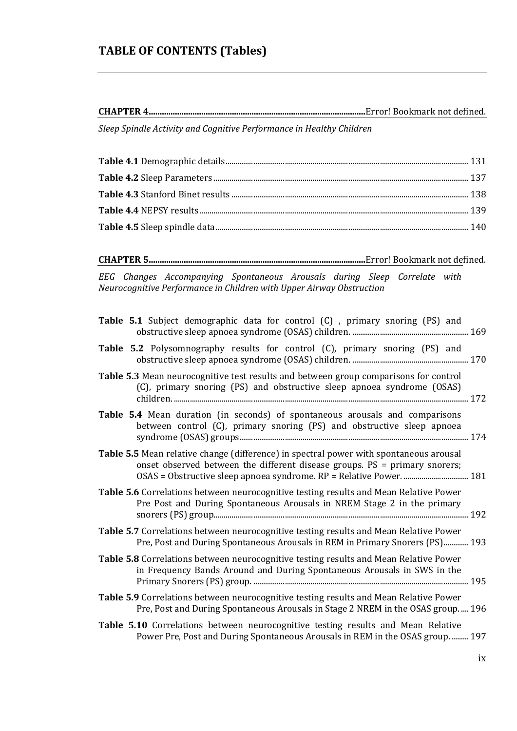# TABLE OF CONTENTS (Tables)

**CHAPTER 4**.......................................................................................................Error! Bookmark not defined.

*Sleep Spindle Activity and Cognitive Performance in Healthy Children*

**Table 4.1** Demographic details............................................................................................................................ 131

**Table 4.2** Sleep Parameters .................................................................................................................................. 137

**Table 4.3** Stanford Binet results ......................................................................................................................... 138

**Table 4.4** NEPSY results ......................................................................................................................................... 139

**Table 4.5** Sleep spindle data................................................................................................................................. 140

**CHAPTER 5**.......................................................................................................Error! Bookmark not defined.

*EEG Changes Accompanying Spontaneous Arousals during Sleep Correlate with Neurocognitive Performance in Children with Upper Airway Obstruction*

**Table 5.1** Subject demographic data for control (C) , primary snoring (PS) and obstructive sleep apnoea syndrome (OSAS) children. ............................................................ 169

**Table 5.2** Polysomnography results for control (C), primary snoring (PS) and obstructive sleep apnoea syndrome (OSAS) children. ............................................................ 170

**Table 5.3** Mean neurocognitive test results and between group comparisons for control (C), primary snoring (PS) and obstructive sleep apnoea syndrome (OSAS) children. ....................................................................................................................................................... 172

**Table 5.4** Mean duration (in seconds) of spontaneous arousals and comparisons between control (C), primary snoring (PS) and obstructive sleep apnoea syndrome (OSAS) groups...................................................................................................................... 174

**Table 5.5** Mean relative change (difference) in spectral power with spontaneous arousal onset observed between the different disease groups. PS = primary snorers; OSAS = Obstructive sleep apnoea syndrome. RP = Relative Power. ................................ 181

**Table 5.6** Correlations between neurocognitive testing results and Mean Relative Power Pre Post and During Spontaneous Arousals in NREM Stage 2 in the primary snorers (PS) group.................................................................................................................................. 192

**Table 5.7** Correlations between neurocognitive testing results and Mean Relative Power Pre, Post and During Spontaneous Arousals in REM in Primary Snorers (PS)............. 193

**Table 5.8** Correlations between neurocognitive testing results and Mean Relative Power in Frequency Bands Around and During Spontaneous Arousals in SWS in the Primary Snorers (PS) group. ............................................................................................................ 195

**Table 5.9** Correlations between neurocognitive testing results and Mean Relative Power Pre, Post and During Spontaneous Arousals in Stage 2 NREM in the OSAS group. .... 196

**Table 5.10** Correlations between neurocognitive testing results and Mean Relative Power Pre, Post and During Spontaneous Arousals in REM in the OSAS group. .......... 197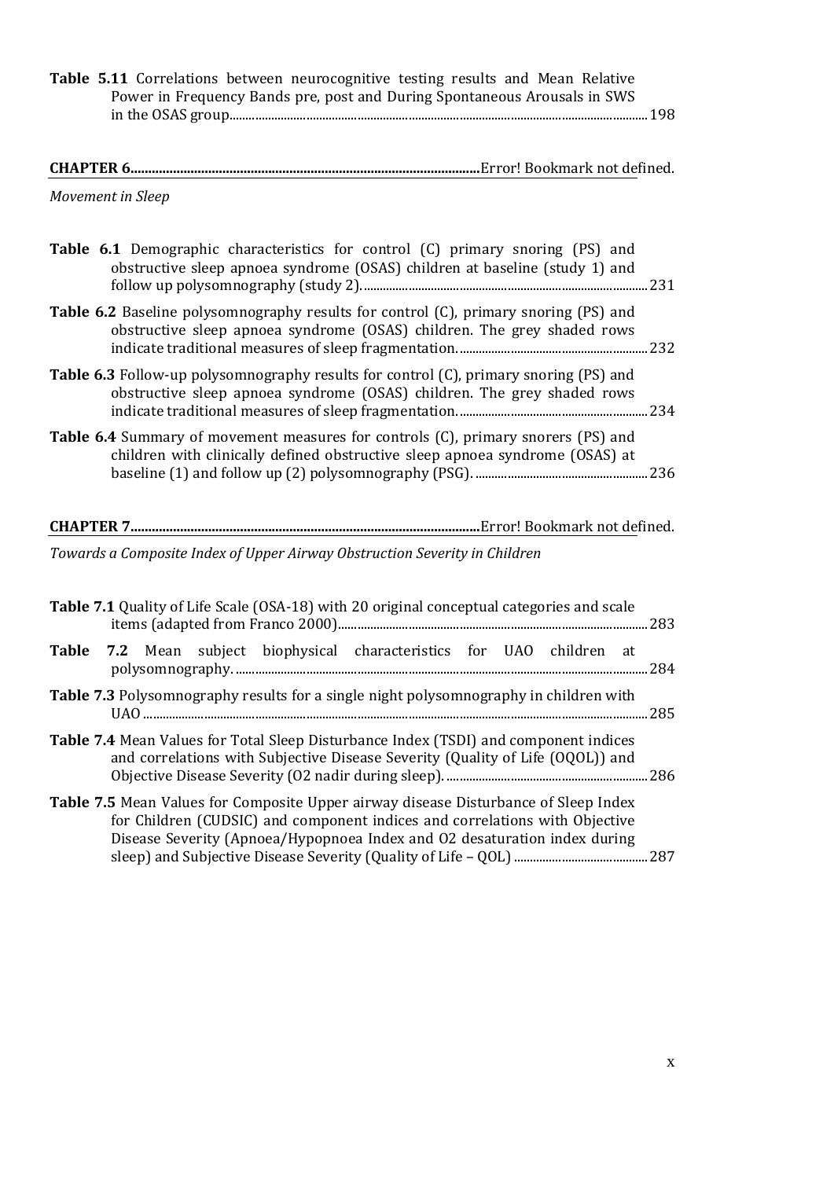**Table 5.11** Correlations between neurocognitive testing results and Mean Relative Power in Frequency Bands pre, post and During Spontaneous Arousals in SWS in the OSAS group........................................................................................................................................ 198

**CHAPTER 6**.................................................................................................Error! Bookmark not defined.

*Movement in Sleep*

**Table 6.1** Demographic characteristics for control (C) primary snoring (PS) and obstructive sleep apnoea syndrome (OSAS) children at baseline (study 1) and follow up polysomnography (study 2)...................................................................................... 231

**Table 6.2** Baseline polysomnography results for control (C), primary snoring (PS) and obstructive sleep apnoea syndrome (OSAS) children. The grey shaded rows indicate traditional measures of sleep fragmentation............................................................ 232

**Table 6.3** Follow-up polysomnography results for control (C), primary snoring (PS) and obstructive sleep apnoea syndrome (OSAS) children. The grey shaded rows indicate traditional measures of sleep fragmentation............................................................ 234

**Table 6.4** Summary of movement measures for controls (C), primary snorers (PS) and children with clinically defined obstructive sleep apnoea syndrome (OSAS) at baseline (1) and follow up (2) polysomnography (PSG). ...................................................... 236

**CHAPTER 7**.................................................................................................Error! Bookmark not defined.

*Towards a Composite Index of Upper Airway Obstruction Severity in Children*

**Table 7.1** Quality of Life Scale (OSA-18) with 20 original conceptual categories and scale items (adapted from Franco 2000)................................................................................................ 283

**Table 7.2** Mean subject biophysical characteristics for UAO children at polysomnography. ............................................................................................................................... 284

**Table 7.3** Polysomnography results for a single night polysomnography in children with UAO ............................................................................................................................................... 285

**Table 7.4** Mean Values for Total Sleep Disturbance Index (TSDI) and component indices and correlations with Subjective Disease Severity (Quality of Life (OQOL)) and Objective Disease Severity (O2 nadir during sleep). ............................................................... 286

**Table 7.5** Mean Values for Composite Upper airway disease Disturbance of Sleep Index for Children (CUDSIC) and component indices and correlations with Objective Disease Severity (Apnoea/Hypopnoea Index and O2 desaturation index during sleep) and Subjective Disease Severity (Quality of Life – QOL) ........................................... 287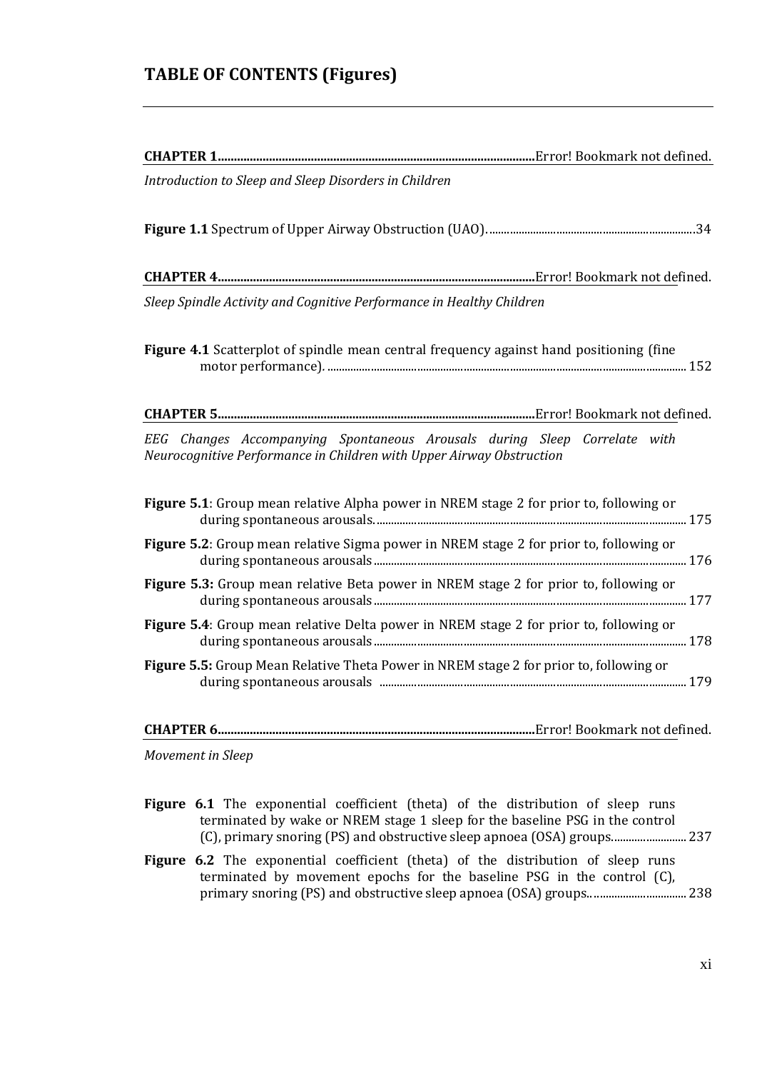# TABLE OF CONTENTS (Figures)

**CHAPTER 1**....................................................................................................Error! Bookmark not defined.

*Introduction to Sleep and Sleep Disorders in Children*

**Figure 1.1** Spectrum of Upper Airway Obstruction (UAO). .......................................................................34

**CHAPTER 4**....................................................................................................Error! Bookmark not defined.

*Sleep Spindle Activity and Cognitive Performance in Healthy Children*

**Figure 4.1** Scatterplot of spindle mean central frequency against hand positioning (fine motor performance). ........................................................................................................................... 152

**CHAPTER 5**....................................................................................................Error! Bookmark not defined.

*EEG Changes Accompanying Spontaneous Arousals during Sleep Correlate with Neurocognitive Performance in Children with Upper Airway Obstruction*

**Figure 5.1**: Group mean relative Alpha power in NREM stage 2 for prior to, following or during spontaneous arousals. .......................................................................................................... 175

**Figure 5.2**: Group mean relative Sigma power in NREM stage 2 for prior to, following or during spontaneous arousals .......................................................................................................... 176

**Figure 5.3:** Group mean relative Beta power in NREM stage 2 for prior to, following or during spontaneous arousals .......................................................................................................... 177

**Figure 5.4**: Group mean relative Delta power in NREM stage 2 for prior to, following or during spontaneous arousals .......................................................................................................... 178

**Figure 5.5:** Group Mean Relative Theta Power in NREM stage 2 for prior to, following or during spontaneous arousals .......................................................................................................... 179

**CHAPTER 6**....................................................................................................Error! Bookmark not defined.

*Movement in Sleep*

**Figure 6.1** The exponential coefficient (theta) of the distribution of sleep runs terminated by wake or NREM stage 1 sleep for the baseline PSG in the control (C), primary snoring (PS) and obstructive sleep apnoea (OSA) groups......................... 237

**Figure 6.2** The exponential coefficient (theta) of the distribution of sleep runs terminated by movement epochs for the baseline PSG in the control (C), primary snoring (PS) and obstructive sleep apnoea (OSA) groups.. ................................ 238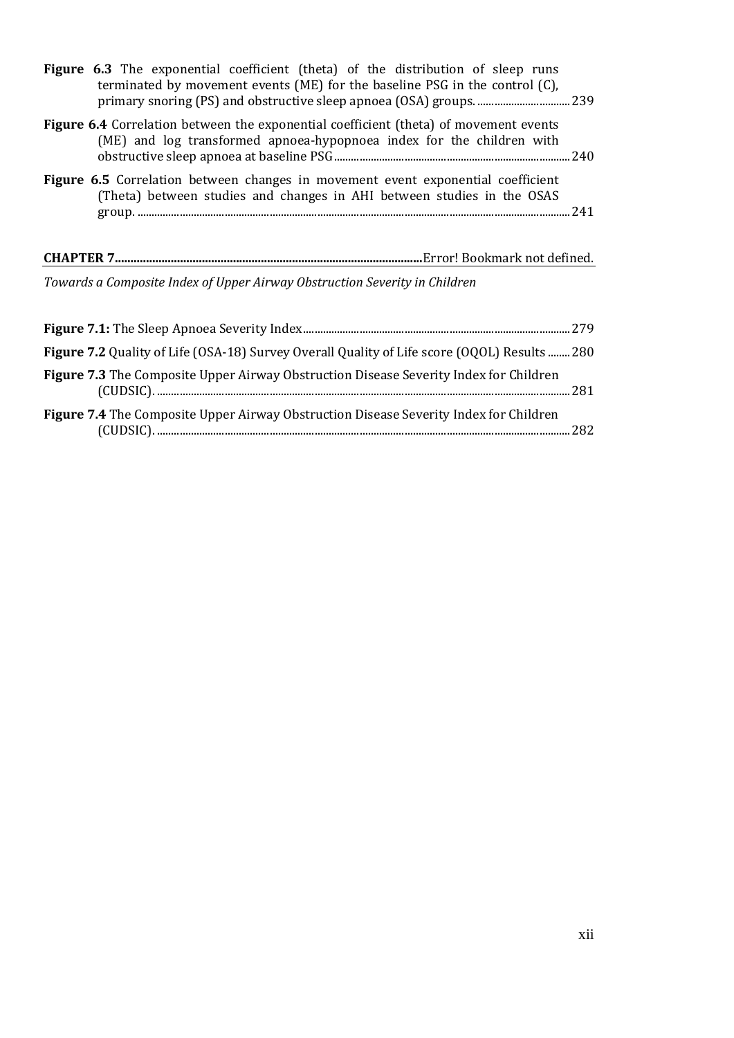**Figure 6.3** The exponential coefficient (theta) of the distribution of sleep runs terminated by movement events (ME) for the baseline PSG in the control (C), primary snoring (PS) and obstructive sleep apnoea (OSA) groups. ................................ 239

**Figure 6.4** Correlation between the exponential coefficient (theta) of movement events (ME) and log transformed apnoea-hypopnoea index for the children with obstructive sleep apnoea at baseline PSG ................................ 240

**Figure 6.5** Correlation between changes in movement event exponential coefficient (Theta) between studies and changes in AHI between studies in the OSAS group. ................................ 241

**CHAPTER 7**................................Error! Bookmark not defined.

*Towards a Composite Index of Upper Airway Obstruction Severity in Children*

**Figure 7.1:** The Sleep Apnoea Severity Index................................ 279

**Figure 7.2** Quality of Life (OSA-18) Survey Overall Quality of Life score (OQOL) Results ........ 280

**Figure 7.3** The Composite Upper Airway Obstruction Disease Severity Index for Children (CUDSIC). ................................ 281

**Figure 7.4** The Composite Upper Airway Obstruction Disease Severity Index for Children (CUDSIC). ................................ 282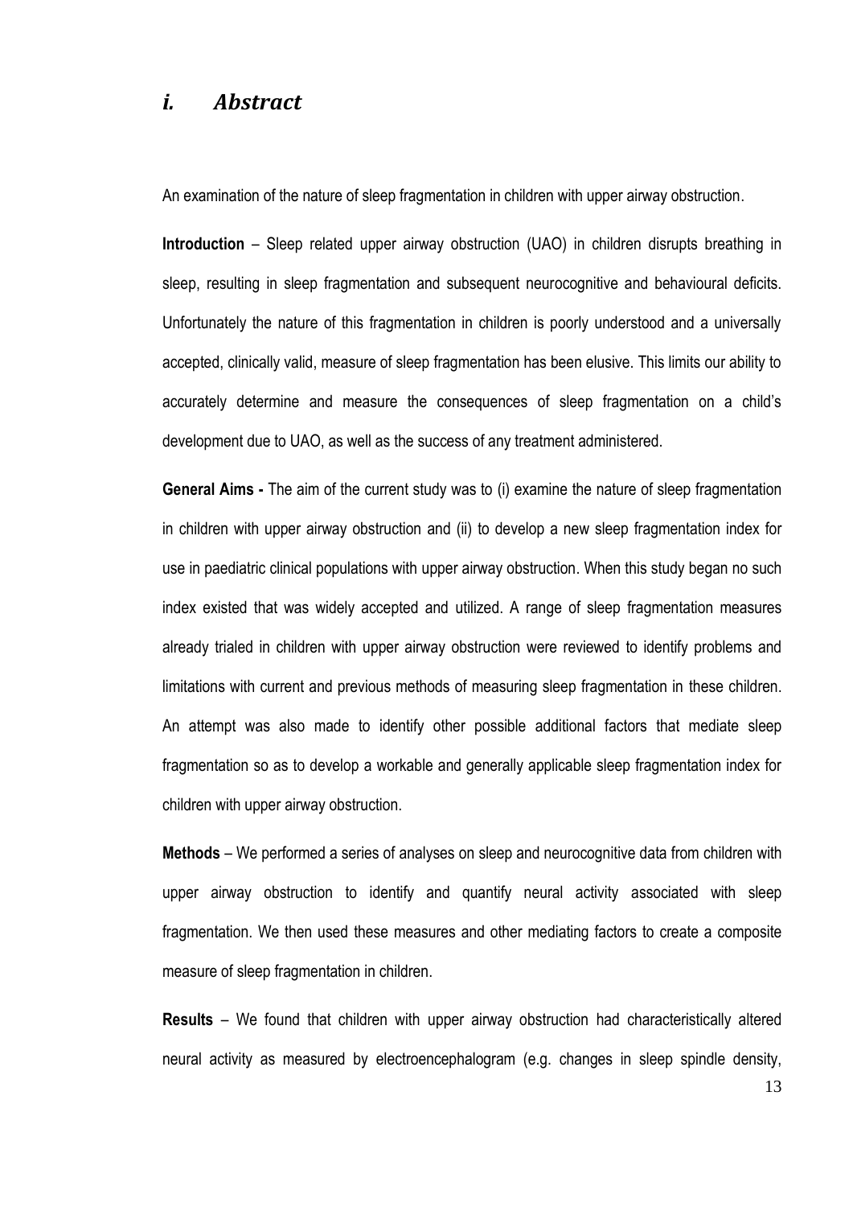## *i. Abstract*

An examination of the nature of sleep fragmentation in children with upper airway obstruction.

**Introduction** – Sleep related upper airway obstruction (UAO) in children disrupts breathing in sleep, resulting in sleep fragmentation and subsequent neurocognitive and behavioural deficits. Unfortunately the nature of this fragmentation in children is poorly understood and a universally accepted, clinically valid, measure of sleep fragmentation has been elusive. This limits our ability to accurately determine and measure the consequences of sleep fragmentation on a child's development due to UAO, as well as the success of any treatment administered.

**General Aims -** The aim of the current study was to (i) examine the nature of sleep fragmentation in children with upper airway obstruction and (ii) to develop a new sleep fragmentation index for use in paediatric clinical populations with upper airway obstruction. When this study began no such index existed that was widely accepted and utilized. A range of sleep fragmentation measures already trialed in children with upper airway obstruction were reviewed to identify problems and limitations with current and previous methods of measuring sleep fragmentation in these children. An attempt was also made to identify other possible additional factors that mediate sleep fragmentation so as to develop a workable and generally applicable sleep fragmentation index for children with upper airway obstruction.

**Methods** – We performed a series of analyses on sleep and neurocognitive data from children with upper airway obstruction to identify and quantify neural activity associated with sleep fragmentation. We then used these measures and other mediating factors to create a composite measure of sleep fragmentation in children.

**Results** – We found that children with upper airway obstruction had characteristically altered neural activity as measured by electroencephalogram (e.g. changes in sleep spindle density,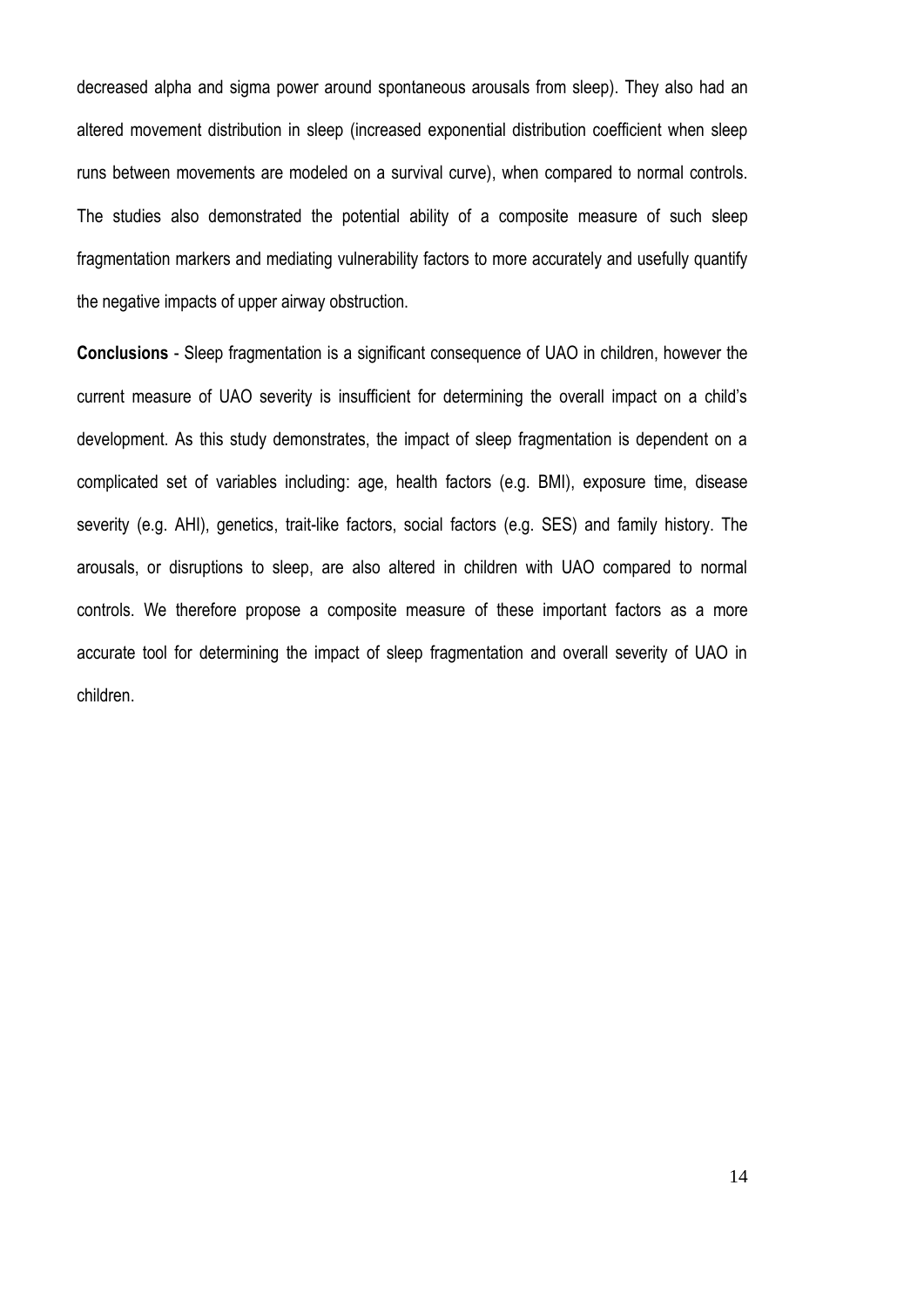decreased alpha and sigma power around spontaneous arousals from sleep). They also had an altered movement distribution in sleep (increased exponential distribution coefficient when sleep runs between movements are modeled on a survival curve), when compared to normal controls. The studies also demonstrated the potential ability of a composite measure of such sleep fragmentation markers and mediating vulnerability factors to more accurately and usefully quantify the negative impacts of upper airway obstruction.

**Conclusions** - Sleep fragmentation is a significant consequence of UAO in children, however the current measure of UAO severity is insufficient for determining the overall impact on a child's development. As this study demonstrates, the impact of sleep fragmentation is dependent on a complicated set of variables including: age, health factors (e.g. BMI), exposure time, disease severity (e.g. AHI), genetics, trait-like factors, social factors (e.g. SES) and family history. The arousals, or disruptions to sleep, are also altered in children with UAO compared to normal controls. We therefore propose a composite measure of these important factors as a more accurate tool for determining the impact of sleep fragmentation and overall severity of UAO in children.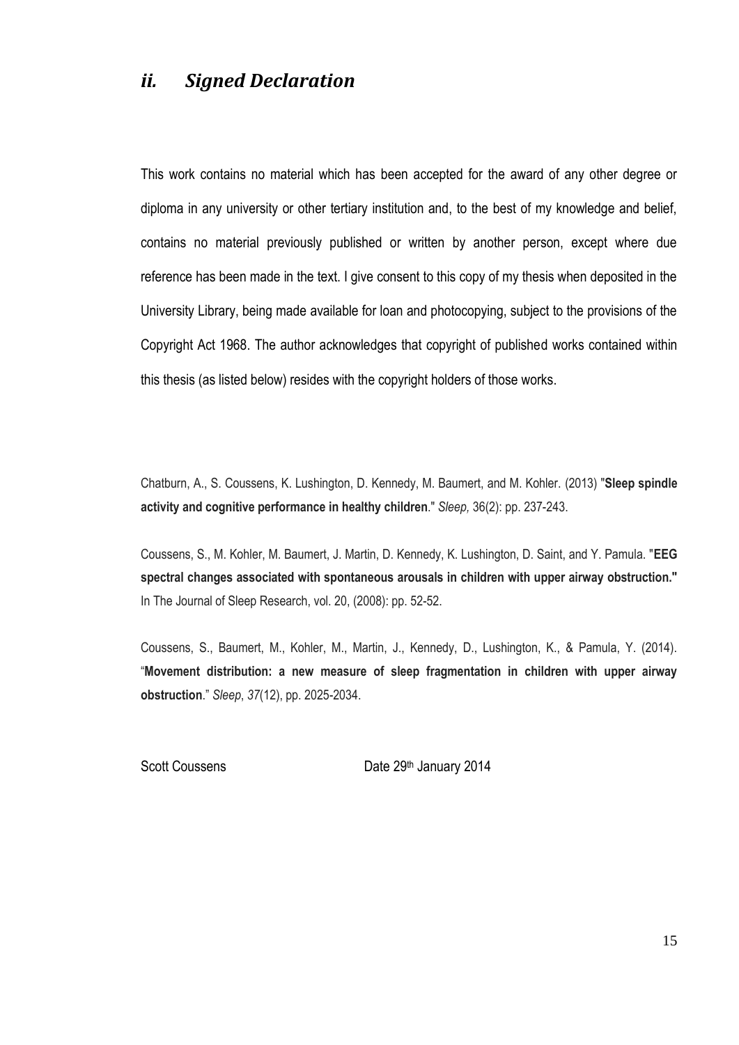## *ii. Signed Declaration*

This work contains no material which has been accepted for the award of any other degree or diploma in any university or other tertiary institution and, to the best of my knowledge and belief, contains no material previously published or written by another person, except where due reference has been made in the text. I give consent to this copy of my thesis when deposited in the University Library, being made available for loan and photocopying, subject to the provisions of the Copyright Act 1968. The author acknowledges that copyright of published works contained within this thesis (as listed below) resides with the copyright holders of those works.

Chatburn, A., S. Coussens, K. Lushington, D. Kennedy, M. Baumert, and M. Kohler. (2013) "**Sleep spindle activity and cognitive performance in healthy children**." *Sleep,* 36(2): pp. 237-243.

Coussens, S., M. Kohler, M. Baumert, J. Martin, D. Kennedy, K. Lushington, D. Saint, and Y. Pamula. "**EEG spectral changes associated with spontaneous arousals in children with upper airway obstruction."** In The Journal of Sleep Research, vol. 20, (2008): pp. 52-52.

Coussens, S., Baumert, M., Kohler, M., Martin, J., Kennedy, D., Lushington, K., & Pamula, Y. (2014). "**Movement distribution: a new measure of sleep fragmentation in children with upper airway obstruction**." *Sleep*, *37*(12), pp. 2025-2034.

Scott Coussens Date 29th January 2014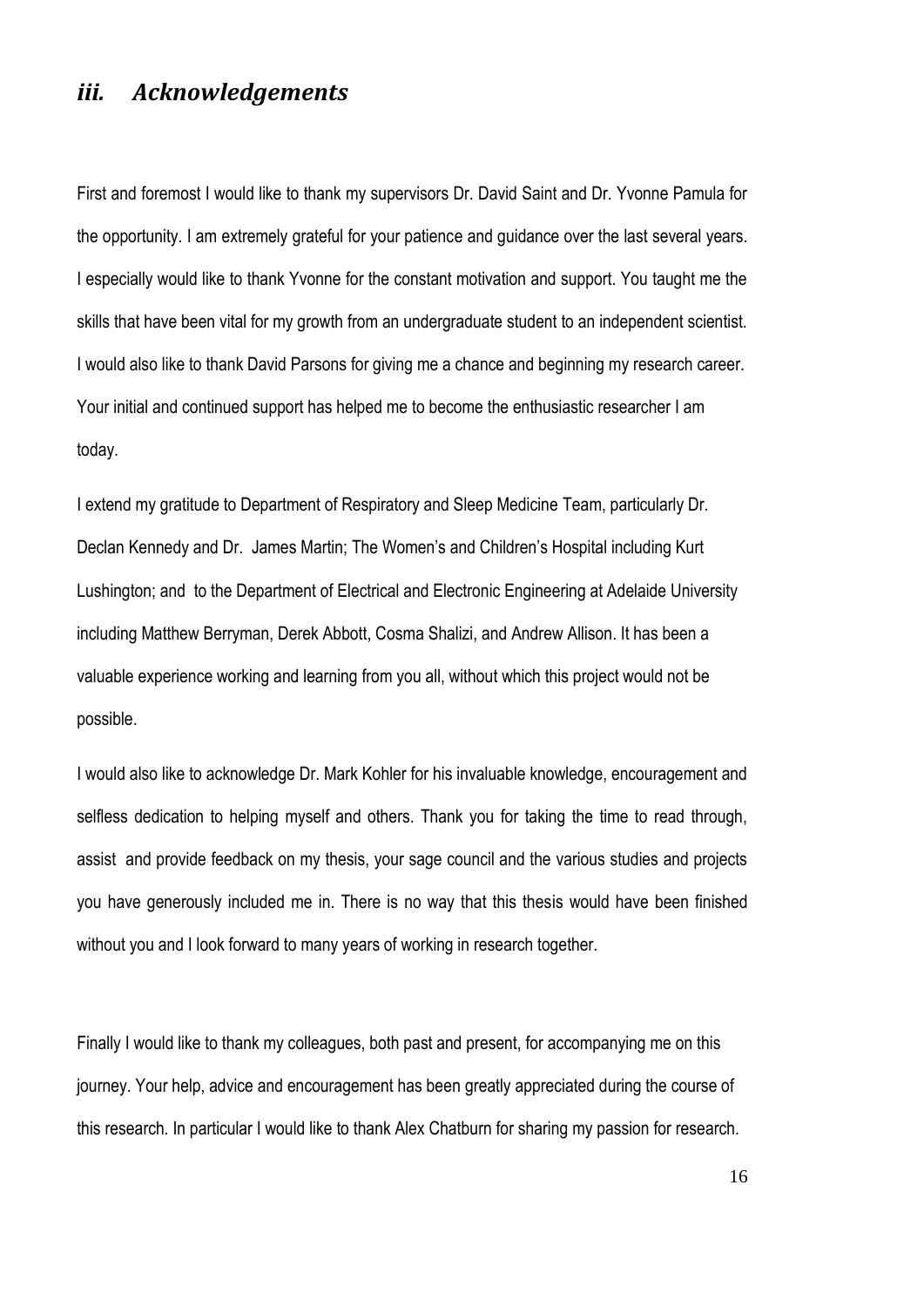## *iii. Acknowledgements*

First and foremost I would like to thank my supervisors Dr. David Saint and Dr. Yvonne Pamula for the opportunity. I am extremely grateful for your patience and guidance over the last several years. I especially would like to thank Yvonne for the constant motivation and support. You taught me the skills that have been vital for my growth from an undergraduate student to an independent scientist. I would also like to thank David Parsons for giving me a chance and beginning my research career. Your initial and continued support has helped me to become the enthusiastic researcher I am today.

I extend my gratitude to Department of Respiratory and Sleep Medicine Team, particularly Dr. Declan Kennedy and Dr. James Martin; The Women's and Children's Hospital including Kurt Lushington; and to the Department of Electrical and Electronic Engineering at Adelaide University including Matthew Berryman, Derek Abbott, Cosma Shalizi, and Andrew Allison. It has been a valuable experience working and learning from you all, without which this project would not be possible.

I would also like to acknowledge Dr. Mark Kohler for his invaluable knowledge, encouragement and selfless dedication to helping myself and others. Thank you for taking the time to read through, assist and provide feedback on my thesis, your sage council and the various studies and projects you have generously included me in. There is no way that this thesis would have been finished without you and I look forward to many years of working in research together.

Finally I would like to thank my colleagues, both past and present, for accompanying me on this journey. Your help, advice and encouragement has been greatly appreciated during the course of this research. In particular I would like to thank Alex Chatburn for sharing my passion for research.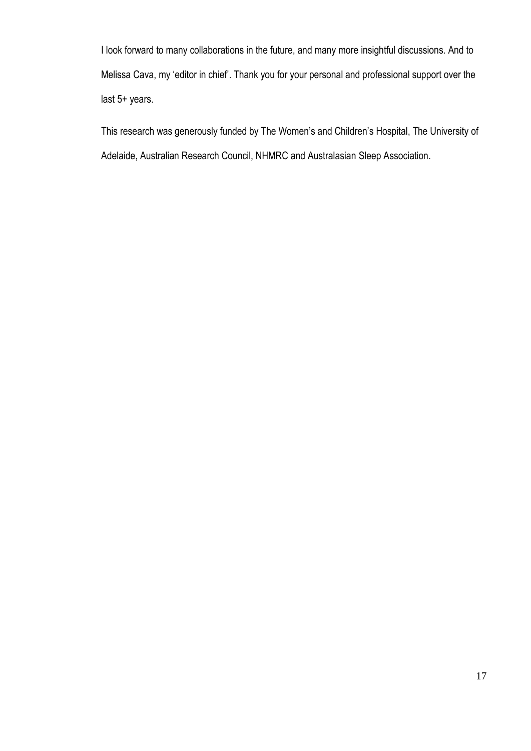I look forward to many collaborations in the future, and many more insightful discussions. And to Melissa Cava, my 'editor in chief'. Thank you for your personal and professional support over the last 5+ years.

This research was generously funded by The Women's and Children's Hospital, The University of Adelaide, Australian Research Council, NHMRC and Australasian Sleep Association.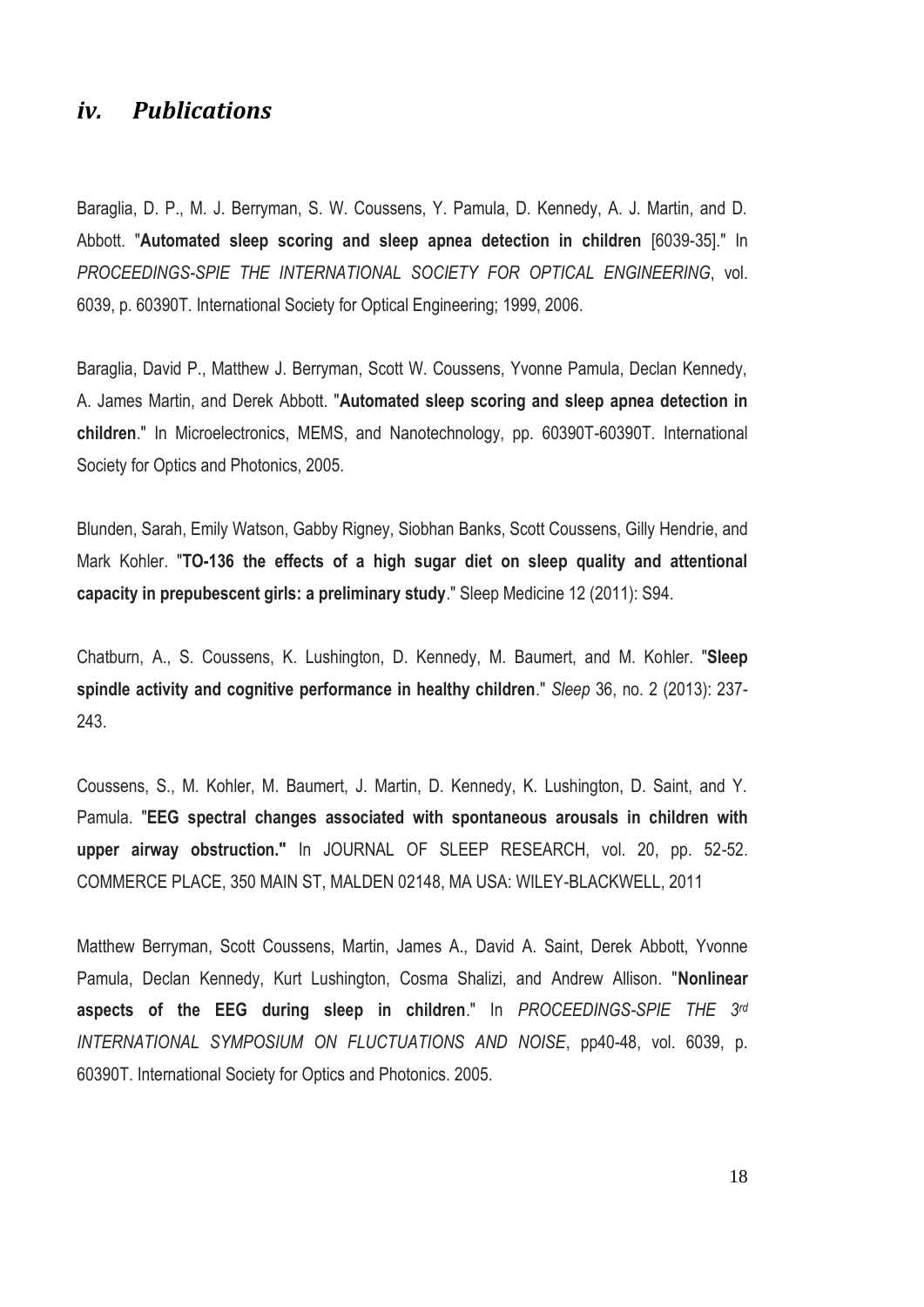## *iv. Publications*

Baraglia, D. P., M. J. Berryman, S. W. Coussens, Y. Pamula, D. Kennedy, A. J. Martin, and D. Abbott. "**Automated sleep scoring and sleep apnea detection in children** [6039-35]." In *PROCEEDINGS-SPIE THE INTERNATIONAL SOCIETY FOR OPTICAL ENGINEERING*, vol. 6039, p. 60390T. International Society for Optical Engineering; 1999, 2006.

Baraglia, David P., Matthew J. Berryman, Scott W. Coussens, Yvonne Pamula, Declan Kennedy, A. James Martin, and Derek Abbott. "**Automated sleep scoring and sleep apnea detection in children**." In Microelectronics, MEMS, and Nanotechnology, pp. 60390T-60390T. International Society for Optics and Photonics, 2005.

Blunden, Sarah, Emily Watson, Gabby Rigney, Siobhan Banks, Scott Coussens, Gilly Hendrie, and Mark Kohler. "**TO-136 the effects of a high sugar diet on sleep quality and attentional capacity in prepubescent girls: a preliminary study**." Sleep Medicine 12 (2011): S94.

Chatburn, A., S. Coussens, K. Lushington, D. Kennedy, M. Baumert, and M. Kohler. "**Sleep spindle activity and cognitive performance in healthy children**." *Sleep* 36, no. 2 (2013): 237-243.

Coussens, S., M. Kohler, M. Baumert, J. Martin, D. Kennedy, K. Lushington, D. Saint, and Y. Pamula. "**EEG spectral changes associated with spontaneous arousals in children with upper airway obstruction."** In JOURNAL OF SLEEP RESEARCH, vol. 20, pp. 52-52. COMMERCE PLACE, 350 MAIN ST, MALDEN 02148, MA USA: WILEY-BLACKWELL, 2011

Matthew Berryman, Scott Coussens, Martin, James A., David A. Saint, Derek Abbott, Yvonne Pamula, Declan Kennedy, Kurt Lushington, Cosma Shalizi, and Andrew Allison. "**Nonlinear aspects of the EEG during sleep in children**." In *PROCEEDINGS-SPIE THE 3rd INTERNATIONAL SYMPOSIUM ON FLUCTUATIONS AND NOISE*, pp40-48, vol. 6039, p. 60390T. International Society for Optics and Photonics. 2005.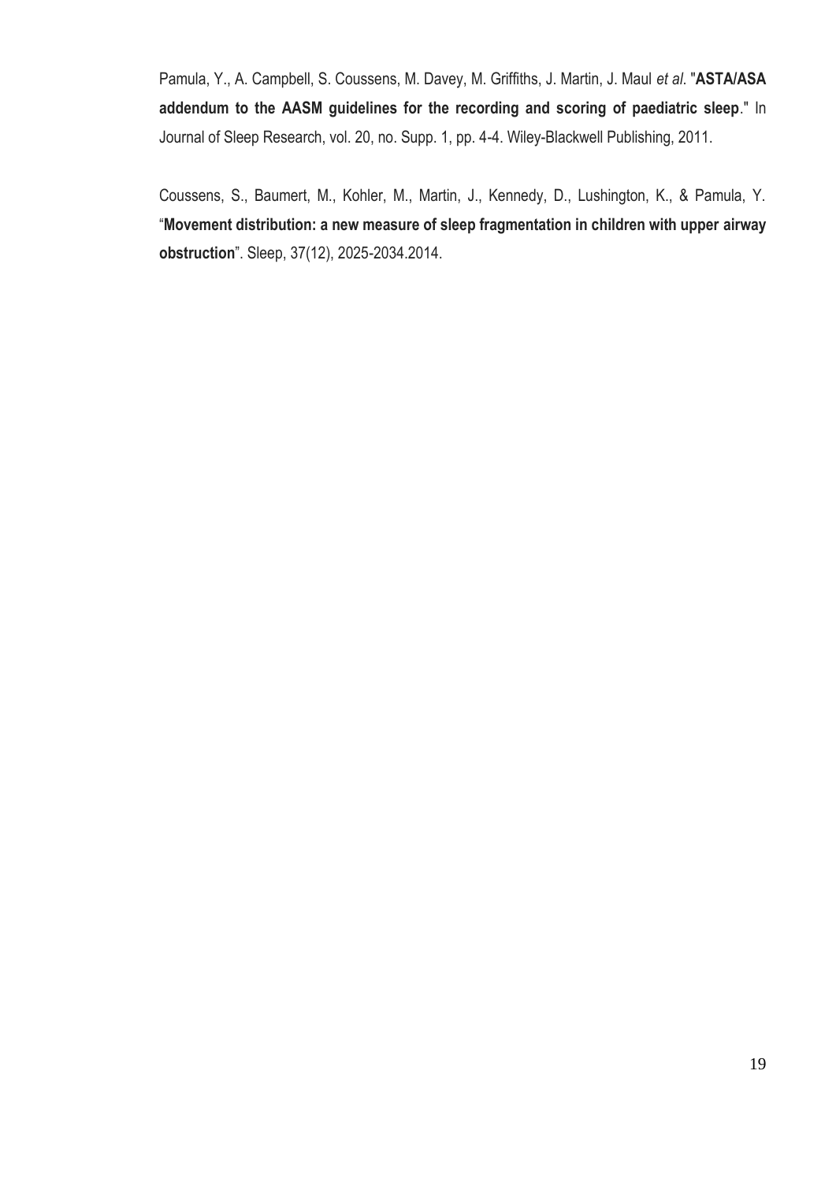Pamula, Y., A. Campbell, S. Coussens, M. Davey, M. Griffiths, J. Martin, J. Maul *et al*. "**ASTA/ASA addendum to the AASM guidelines for the recording and scoring of paediatric sleep**." In Journal of Sleep Research, vol. 20, no. Supp. 1, pp. 4-4. Wiley-Blackwell Publishing, 2011.

Coussens, S., Baumert, M., Kohler, M., Martin, J., Kennedy, D., Lushington, K., & Pamula, Y. "**Movement distribution: a new measure of sleep fragmentation in children with upper airway obstruction**". Sleep, 37(12), 2025-2034.2014.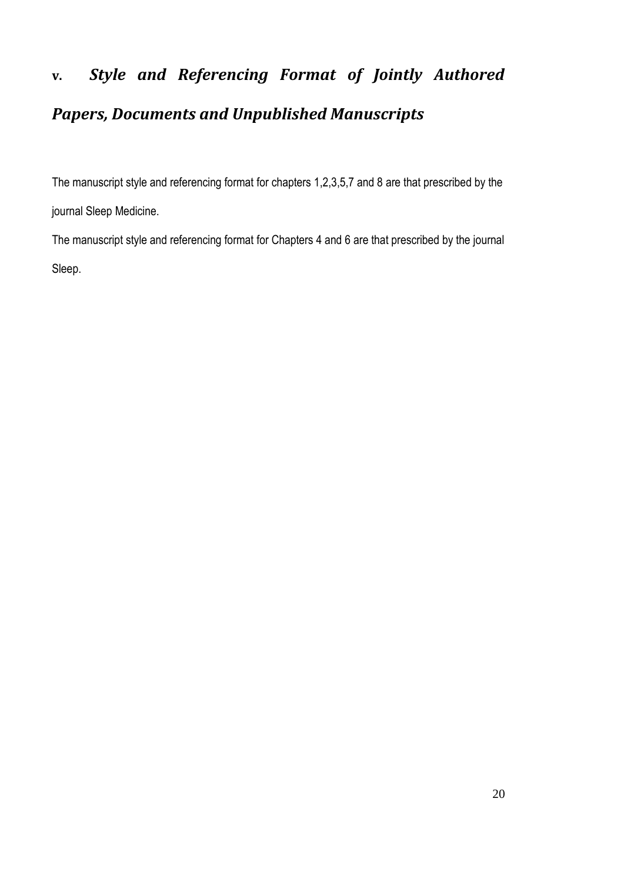## v. *Style and Referencing Format of Jointly Authored Papers, Documents and Unpublished Manuscripts*

The manuscript style and referencing format for chapters 1,2,3,5,7 and 8 are that prescribed by the journal Sleep Medicine.

The manuscript style and referencing format for Chapters 4 and 6 are that prescribed by the journal Sleep.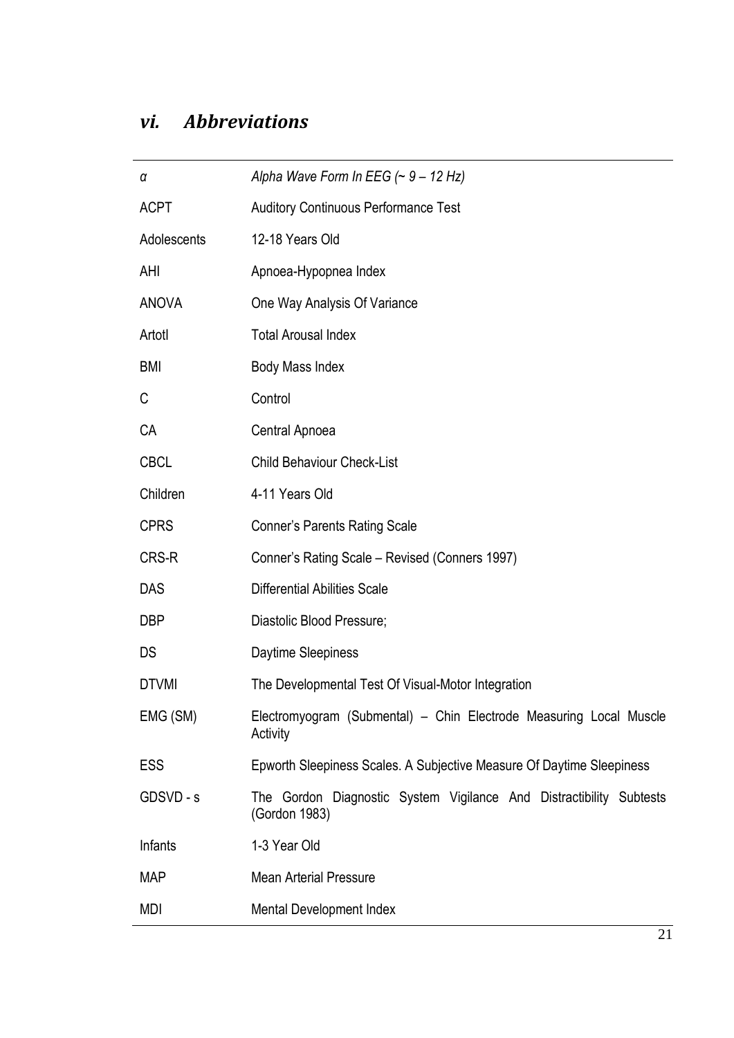## *vi. Abbreviations*

| | |
|---|---|
| *α* | *Alpha Wave Form In EEG (~ 9 – 12 Hz)* |
| ACPT | Auditory Continuous Performance Test |
| Adolescents | 12-18 Years Old |
| AHI | Apnoea-Hypopnea Index |
| ANOVA | One Way Analysis Of Variance |
| Artotl | Total Arousal Index |
| BMI | Body Mass Index |
| C | Control |
| CA | Central Apnoea |
| CBCL | Child Behaviour Check-List |
| Children | 4-11 Years Old |
| CPRS | Conner's Parents Rating Scale |
| CRS-R | Conner's Rating Scale – Revised (Conners 1997) |
| DAS | Differential Abilities Scale |
| DBP | Diastolic Blood Pressure; |
| DS | Daytime Sleepiness |
| DTVMI | The Developmental Test Of Visual-Motor Integration |
| EMG (SM) | Electromyogram (Submental) – Chin Electrode Measuring Local Muscle Activity |
| ESS | Epworth Sleepiness Scales. A Subjective Measure Of Daytime Sleepiness |
| GDSVD - s | The Gordon Diagnostic System Vigilance And Distractibility Subtests (Gordon 1983) |
| Infants | 1-3 Year Old |
| MAP | Mean Arterial Pressure |
| MDI | Mental Development Index |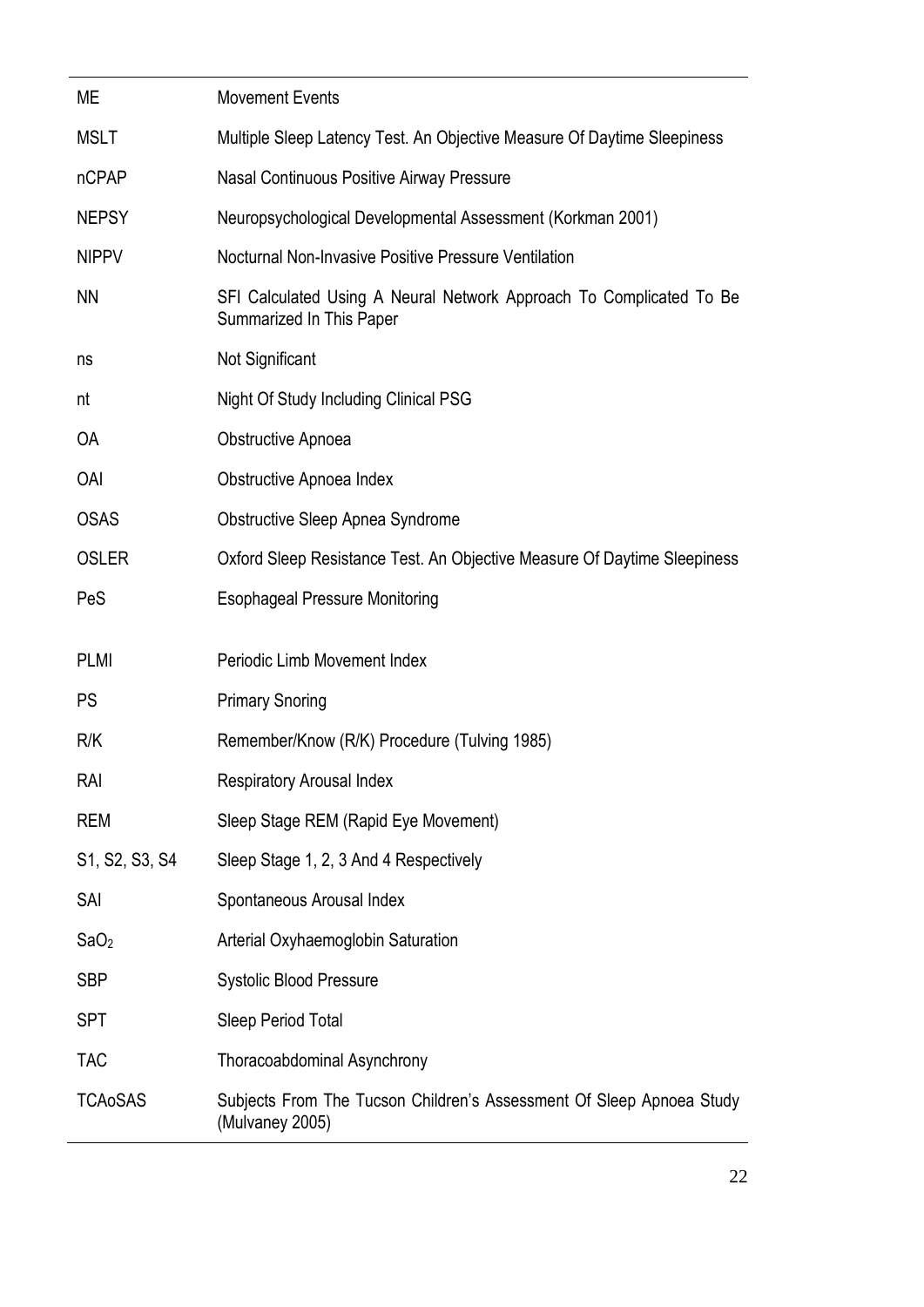| | |
|---|---|
| ME | Movement Events |
| MSLT | Multiple Sleep Latency Test. An Objective Measure Of Daytime Sleepiness |
| nCPAP | Nasal Continuous Positive Airway Pressure |
| NEPSY | Neuropsychological Developmental Assessment (Korkman 2001) |
| NIPPV | Nocturnal Non-Invasive Positive Pressure Ventilation |
| NN | SFI Calculated Using A Neural Network Approach To Complicated To Be Summarized In This Paper |
| ns | Not Significant |
| nt | Night Of Study Including Clinical PSG |
| OA | Obstructive Apnoea |
| OAI | Obstructive Apnoea Index |
| OSAS | Obstructive Sleep Apnea Syndrome |
| OSLER | Oxford Sleep Resistance Test. An Objective Measure Of Daytime Sleepiness |
| PeS | Esophageal Pressure Monitoring |
| PLMI | Periodic Limb Movement Index |
| PS | Primary Snoring |
| R/K | Remember/Know (R/K) Procedure (Tulving 1985) |
| RAI | Respiratory Arousal Index |
| REM | Sleep Stage REM (Rapid Eye Movement) |
| S1, S2, S3, S4 | Sleep Stage 1, 2, 3 And 4 Respectively |
| SAI | Spontaneous Arousal Index |
| $SaO_2$ | Arterial Oxyhaemoglobin Saturation |
| SBP | Systolic Blood Pressure |
| SPT | Sleep Period Total |
| TAC | Thoracoabdominal Asynchrony |
| TCAoSAS | Subjects From The Tucson Children's Assessment Of Sleep Apnoea Study (Mulvaney 2005) |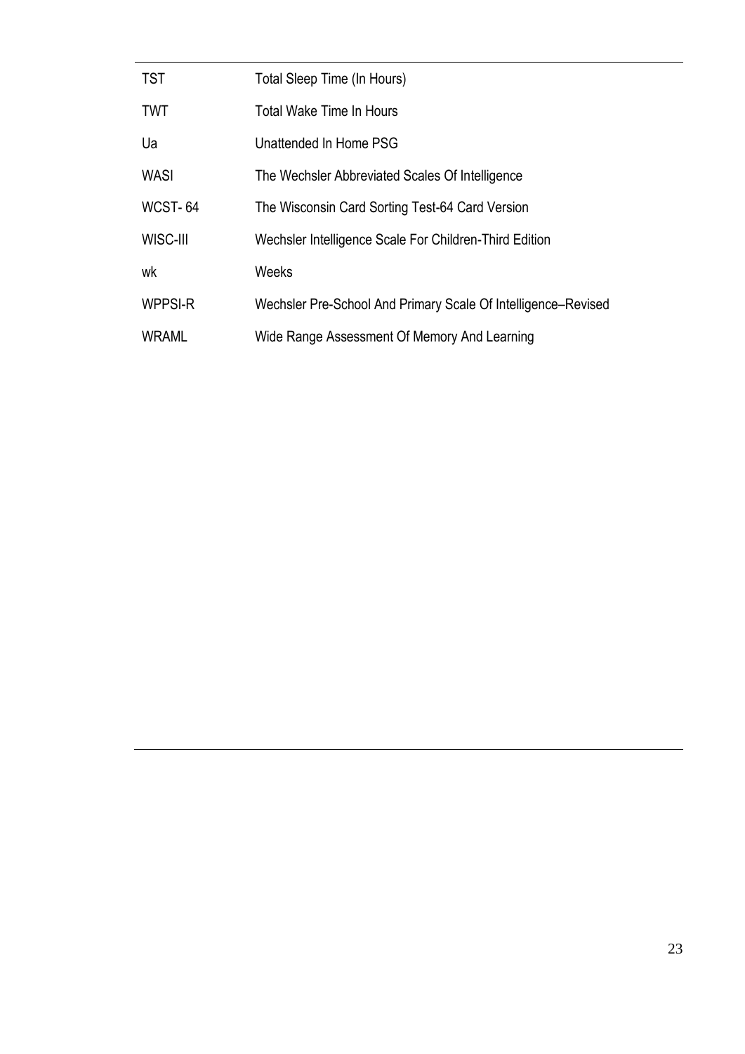| | |
|---|---|
| TST | Total Sleep Time (In Hours) |
| TWT | Total Wake Time In Hours |
| Ua | Unattended In Home PSG |
| WASI | The Wechsler Abbreviated Scales Of Intelligence |
| WCST- 64 | The Wisconsin Card Sorting Test-64 Card Version |
| WISC-III | Wechsler Intelligence Scale For Children-Third Edition |
| wk | Weeks |
| WPPSI-R | Wechsler Pre-School And Primary Scale Of Intelligence–Revised |
| WRAML | Wide Range Assessment Of Memory And Learning |